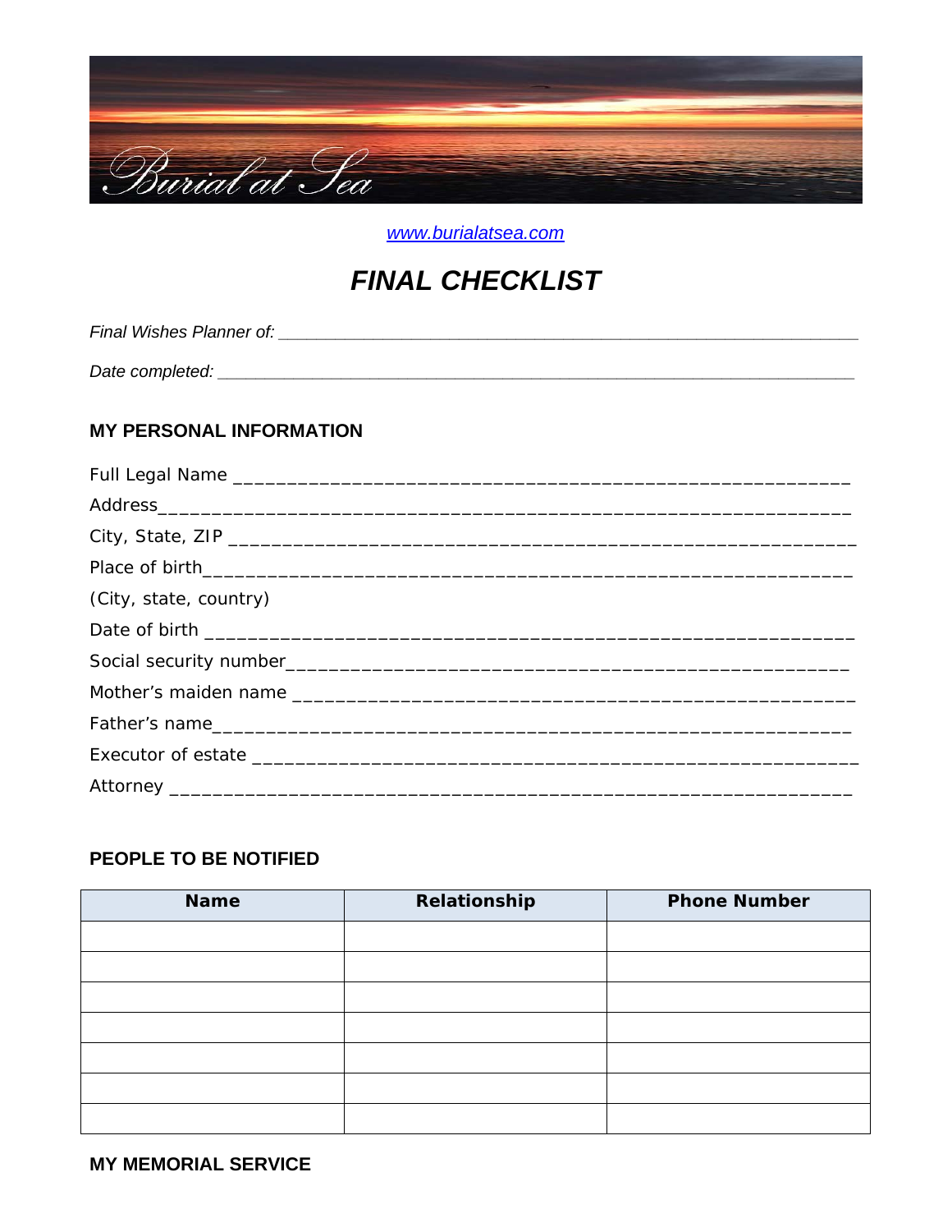Burial at Sea

www.burialatsea.com

# *FINAL CHECKLIST*

*Final Wishes Planner of:* ___________________________________________________________

*Date completed:* ______________________________________________________________

## MY PERSONAL INFORMATION

Full Legal Name ______________________________________________________

Address_____________________________________________________________

City, State, ZIP ______________________________________________________

Place of birth_________________________________________________________

(City, state, country)

Date of birth _________________________________________________________

Social security number_________________________________________________

Mother's maiden name _________________________________________________

Father's name_________________________________________________________

Executor of estate _____________________________________________________

Attorney ____________________________________________________________

## PEOPLE TO BE NOTIFIED

| Name | Relationship | Phone Number |
|---|---|---|
| | | |
| | | |
| | | |
| | | |
| | | |
| | | |
| | | |

## MY MEMORIAL SERVICE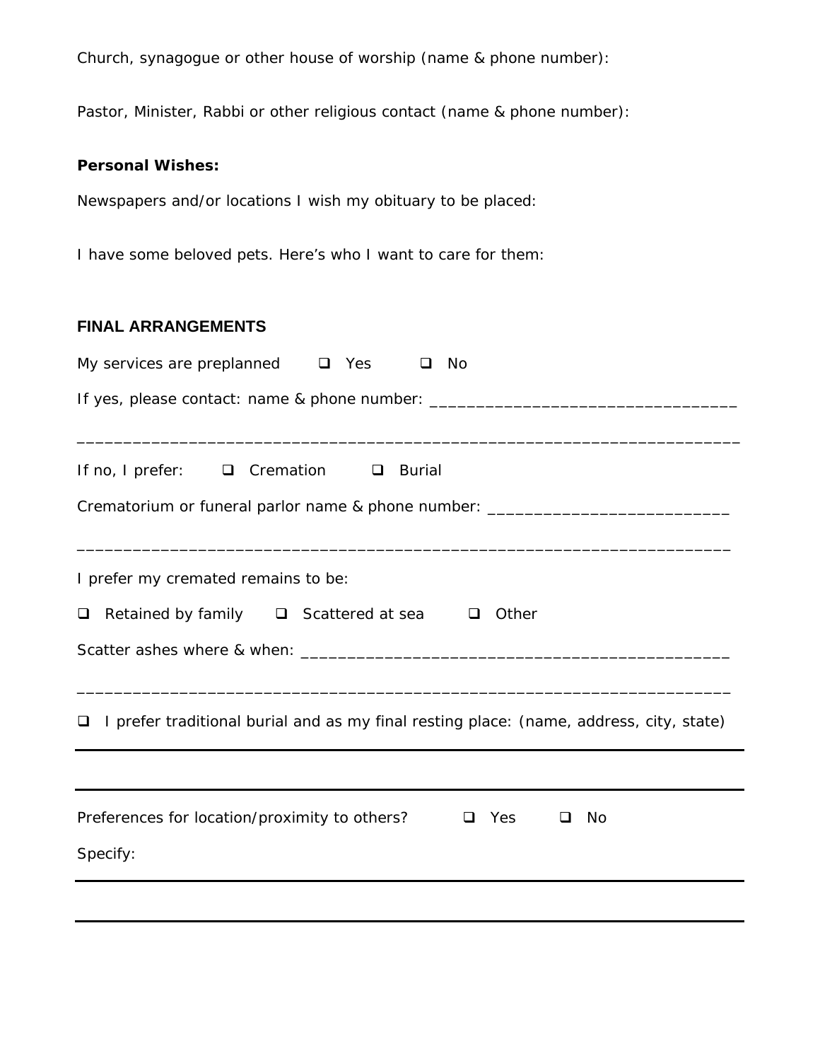Church, synagogue or other house of worship (name & phone number):

Pastor, Minister, Rabbi or other religious contact (name & phone number):

**Personal Wishes:**

Newspapers and/or locations I wish my obituary to be placed:

I have some beloved pets. Here's who I want to care for them:

## FINAL ARRANGEMENTS

My services are preplanned ☐ Yes ☐ No

If yes, please contact: name & phone number: ________________________________

______________________________________________________________________

If no, I prefer: ☐ Cremation ☐ Burial

Crematorium or funeral parlor name & phone number: __________________________

______________________________________________________________________

I prefer my cremated remains to be:

☐ Retained by family ☐ Scattered at sea ☐ Other

Scatter ashes where & when: ____________________________________________

______________________________________________________________________

☐ I prefer traditional burial and as my final resting place: (name, address, city, state)

______________________________________________________________________

______________________________________________________________________

Preferences for location/proximity to others? ☐ Yes ☐ No

Specify:

______________________________________________________________________

______________________________________________________________________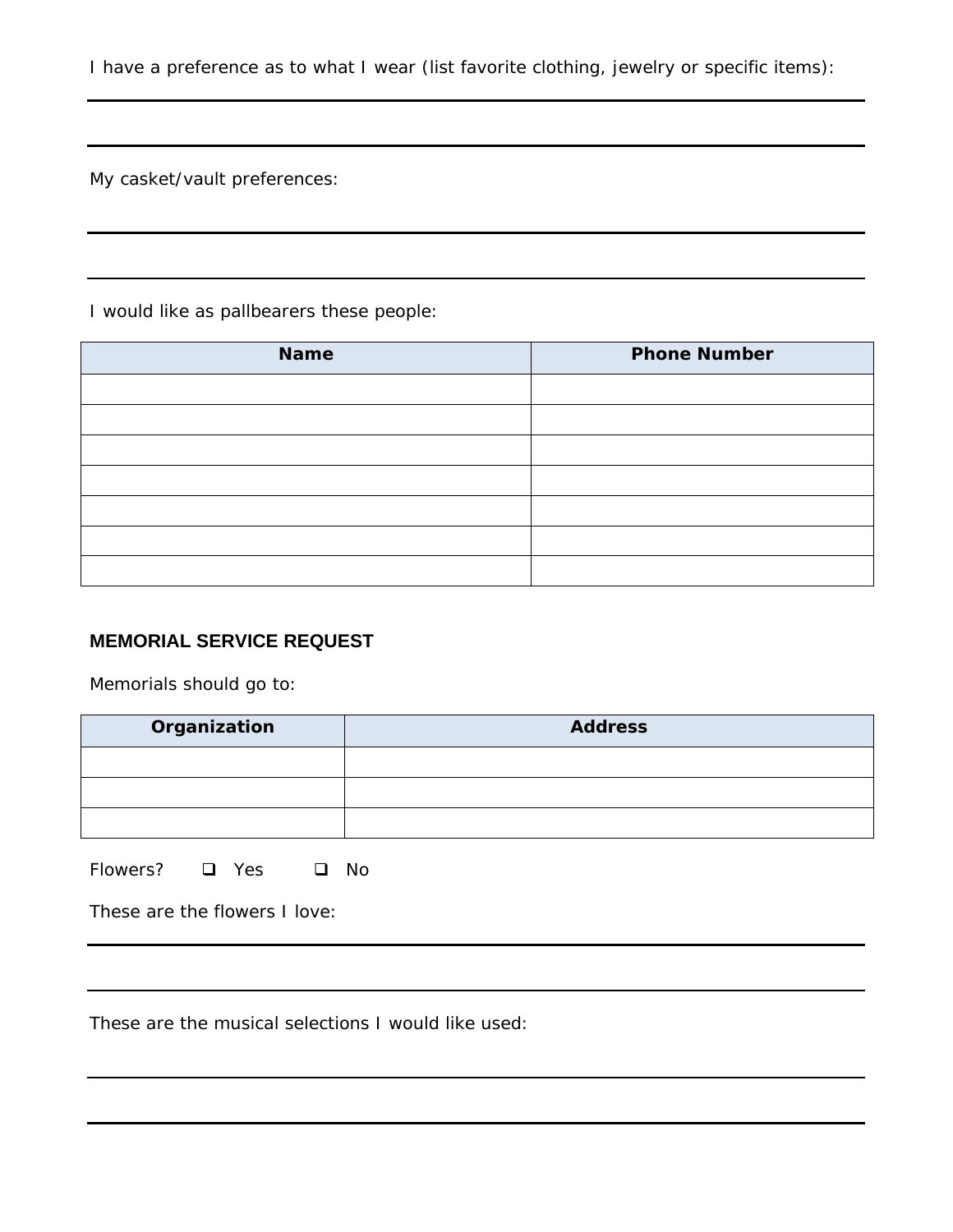I have a preference as to what I wear (list favorite clothing, jewelry or specific items):

---

---

My casket/vault preferences:

---

---

I would like as pallbearers these people:

| Name | Phone Number |
|---|---|
| | |
| | |
| | |
| | |
| | |
| | |
| | |

### MEMORIAL SERVICE REQUEST

Memorials should go to:

| Organization | Address |
|---|---|
| | |
| | |
| | |

Flowers? ❑ Yes ❑ No

These are the flowers I love:

---

---

These are the musical selections I would like used:

---

---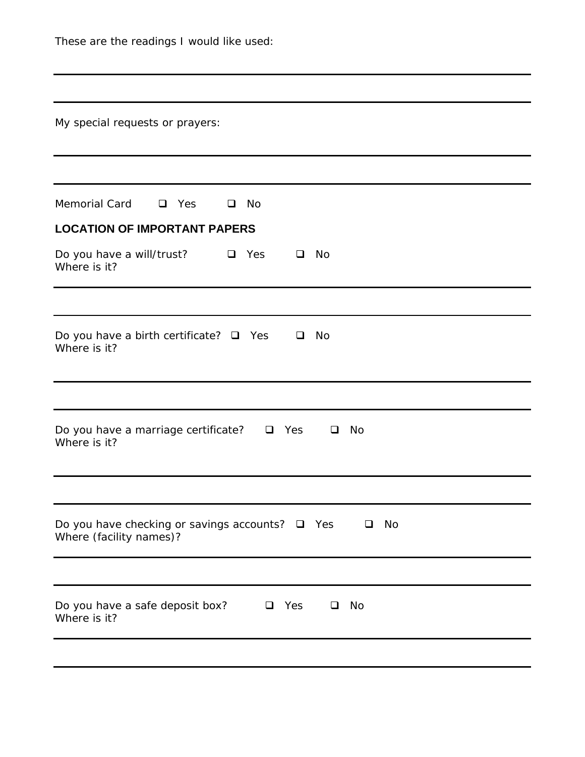These are the readings I would like used:

---

---

My special requests or prayers:

---

---

Memorial Card ❑ Yes ❑ No

**LOCATION OF IMPORTANT PAPERS**

Do you have a will/trust? ❑ Yes ❑ No
Where is it?

---

---

Do you have a birth certificate? ❑ Yes ❑ No
Where is it?

---

---

Do you have a marriage certificate? ❑ Yes ❑ No
Where is it?

---

---

Do you have checking or savings accounts? ❑ Yes ❑ No
Where (facility names)?

---

---

Do you have a safe deposit box? ❑ Yes ❑ No
Where is it?

---

---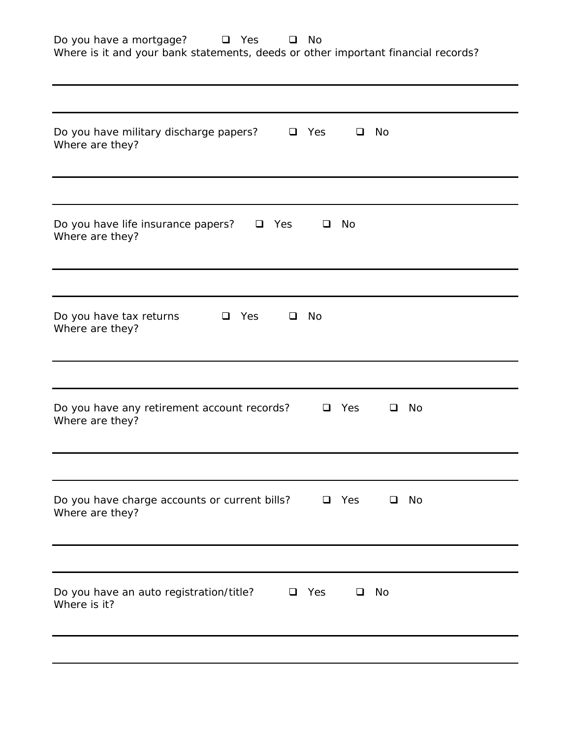Do you have a mortgage? ☐ Yes ☐ No
Where is it and your bank statements, deeds or other important financial records?

___

___

Do you have military discharge papers? ☐ Yes ☐ No
Where are they?

___

___

Do you have life insurance papers? ☐ Yes ☐ No
Where are they?

___

___

Do you have tax returns ☐ Yes ☐ No
Where are they?

___

___

Do you have any retirement account records? ☐ Yes ☐ No
Where are they?

___

___

Do you have charge accounts or current bills? ☐ Yes ☐ No
Where are they?

___

___

Do you have an auto registration/title? ☐ Yes ☐ No
Where is it?

___

___